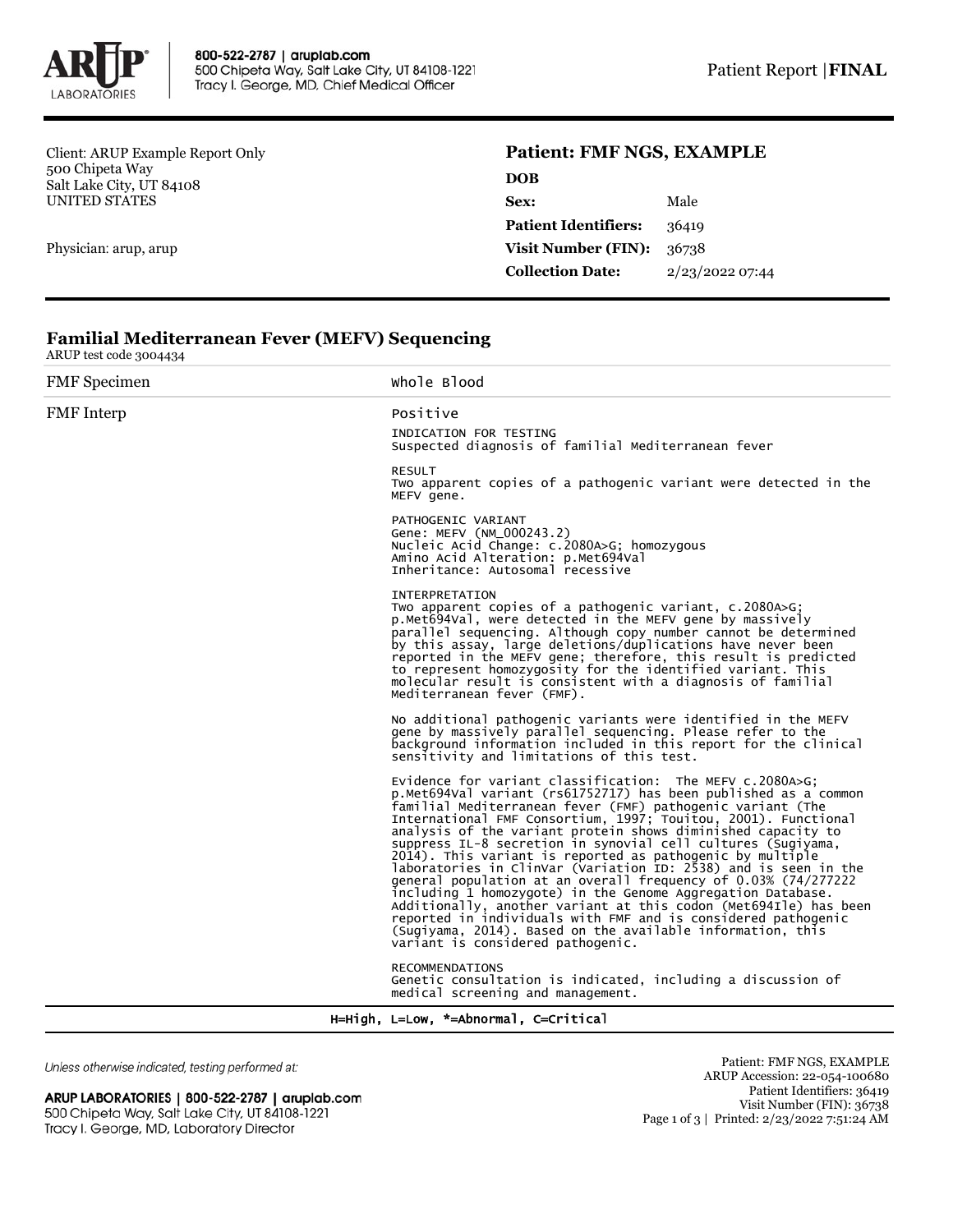Client: ARUP Example Report Only
500 Chipeta Way
Salt Lake City, UT 84108
UNITED STATES

Physician: arup, arup

**Patient: FMF NGS, EXAMPLE**

| | |
|---|---|
| **DOB** | |
| **Sex:** | Male |
| **Patient Identifiers:** | 36419 |
| **Visit Number (FIN):** | 36738 |
| **Collection Date:** | 2/23/2022 07:44 |

## Familial Mediterranean Fever (MEFV) Sequencing

ARUP test code 3004434

| | |
|---|---|
| FMF Specimen | Whole Blood |
| FMF Interp | Positive |

INDICATION FOR TESTING
Suspected diagnosis of familial Mediterranean fever

RESULT
Two apparent copies of a pathogenic variant were detected in the MEFV gene.

PATHOGENIC VARIANT
Gene: MEFV (NM_000243.2)
Nucleic Acid Change: c.2080A>G; homozygous
Amino Acid Alteration: p.Met694Val
Inheritance: Autosomal recessive

INTERPRETATION
Two apparent copies of a pathogenic variant, c.2080A>G; p.Met694Val, were detected in the MEFV gene by massively parallel sequencing. Although copy number cannot be determined by this assay, large deletions/duplications have never been reported in the MEFV gene; therefore, this result is predicted to represent homozygosity for the identified variant. This molecular result is consistent with a diagnosis of familial Mediterranean fever (FMF).

No additional pathogenic variants were identified in the MEFV gene by massively parallel sequencing. Please refer to the background information included in this report for the clinical sensitivity and limitations of this test.

Evidence for variant classification: The MEFV c.2080A>G; p.Met694Val variant (rs61752717) has been published as a common familial Mediterranean fever (FMF) pathogenic variant (The International FMF Consortium, 1997; Touitou, 2001). Functional analysis of the variant protein shows diminished capacity to suppress IL-8 secretion in synovial cell cultures (Sugiyama, 2014). This variant is reported as pathogenic by multiple laboratories in ClinVar (Variation ID: 2538) and is seen in the general population at an overall frequency of 0.03% (74/277222 including 1 homozygote) in the Genome Aggregation Database. Additionally, another variant at this codon (Met694Ile) has been reported in individuals with FMF and is considered pathogenic (Sugiyama, 2014). Based on the available information, this variant is considered pathogenic.

RECOMMENDATIONS
Genetic consultation is indicated, including a discussion of medical screening and management.

H=High, L=Low, *=Abnormal, C=Critical

*Unless otherwise indicated, testing performed at:*

**ARUP LABORATORIES | 800-522-2787 | aruplab.com**
500 Chipeta Way, Salt Lake City, UT 84108-1221
Tracy I. George, MD, Laboratory Director

Patient: FMF NGS, EXAMPLE
ARUP Accession: 22-054-100680
Patient Identifiers: 36419
Visit Number (FIN): 36738
Printed: 2/23/2022 7:51:24 AM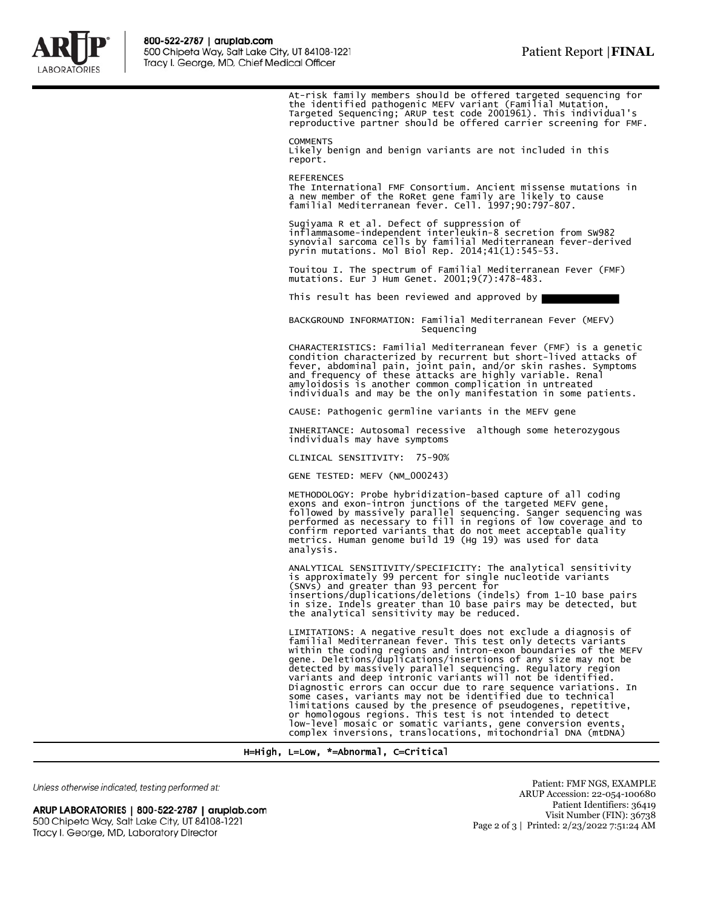At-risk family members should be offered targeted sequencing for the identified pathogenic MEFV variant (Familial Mutation, Targeted Sequencing; ARUP test code 2001961). This individual's reproductive partner should be offered carrier screening for FMF.

COMMENTS
Likely benign and benign variants are not included in this report.

REFERENCES
The International FMF Consortium. Ancient missense mutations in a new member of the RoRet gene family are likely to cause familial Mediterranean fever. Cell. 1997;90:797-807.

Sugiyama R et al. Defect of suppression of inflammasome-independent interleukin-8 secretion from SW982 synovial sarcoma cells by familial Mediterranean fever-derived pyrin mutations. Mol Biol Rep. 2014;41(1):545-53.

Touitou I. The spectrum of Familial Mediterranean Fever (FMF) mutations. Eur J Hum Genet. 2001;9(7):478-483.

This result has been reviewed and approved by

BACKGROUND INFORMATION: Familial Mediterranean Fever (MEFV) Sequencing

CHARACTERISTICS: Familial Mediterranean fever (FMF) is a genetic condition characterized by recurrent but short-lived attacks of fever, abdominal pain, joint pain, and/or skin rashes. Symptoms and frequency of these attacks are highly variable. Renal amyloidosis is another common complication in untreated individuals and may be the only manifestation in some patients.

CAUSE: Pathogenic germline variants in the MEFV gene

INHERITANCE: Autosomal recessive although some heterozygous individuals may have symptoms

CLINICAL SENSITIVITY: 75-90%

GENE TESTED: MEFV (NM_000243)

METHODOLOGY: Probe hybridization-based capture of all coding exons and exon-intron junctions of the targeted MEFV gene, followed by massively parallel sequencing. Sanger sequencing was performed as necessary to fill in regions of low coverage and to confirm reported variants that do not meet acceptable quality metrics. Human genome build 19 (Hg 19) was used for data analysis.

ANALYTICAL SENSITIVITY/SPECIFICITY: The analytical sensitivity is approximately 99 percent for single nucleotide variants (SNVs) and greater than 93 percent for insertions/duplications/deletions (indels) from 1-10 base pairs in size. Indels greater than 10 base pairs may be detected, but the analytical sensitivity may be reduced.

LIMITATIONS: A negative result does not exclude a diagnosis of familial Mediterranean fever. This test only detects variants within the coding regions and intron-exon boundaries of the MEFV gene. Deletions/duplications/insertions of any size may not be detected by massively parallel sequencing. Regulatory region variants and deep intronic variants will not be identified. Diagnostic errors can occur due to rare sequence variations. In some cases, variants may not be identified due to technical limitations caused by the presence of pseudogenes, repetitive, or homologous regions. This test is not intended to detect low-level mosaic or somatic variants, gene conversion events, complex inversions, translocations, mitochondrial DNA (mtDNA)

H=High, L=Low, *=Abnormal, C=Critical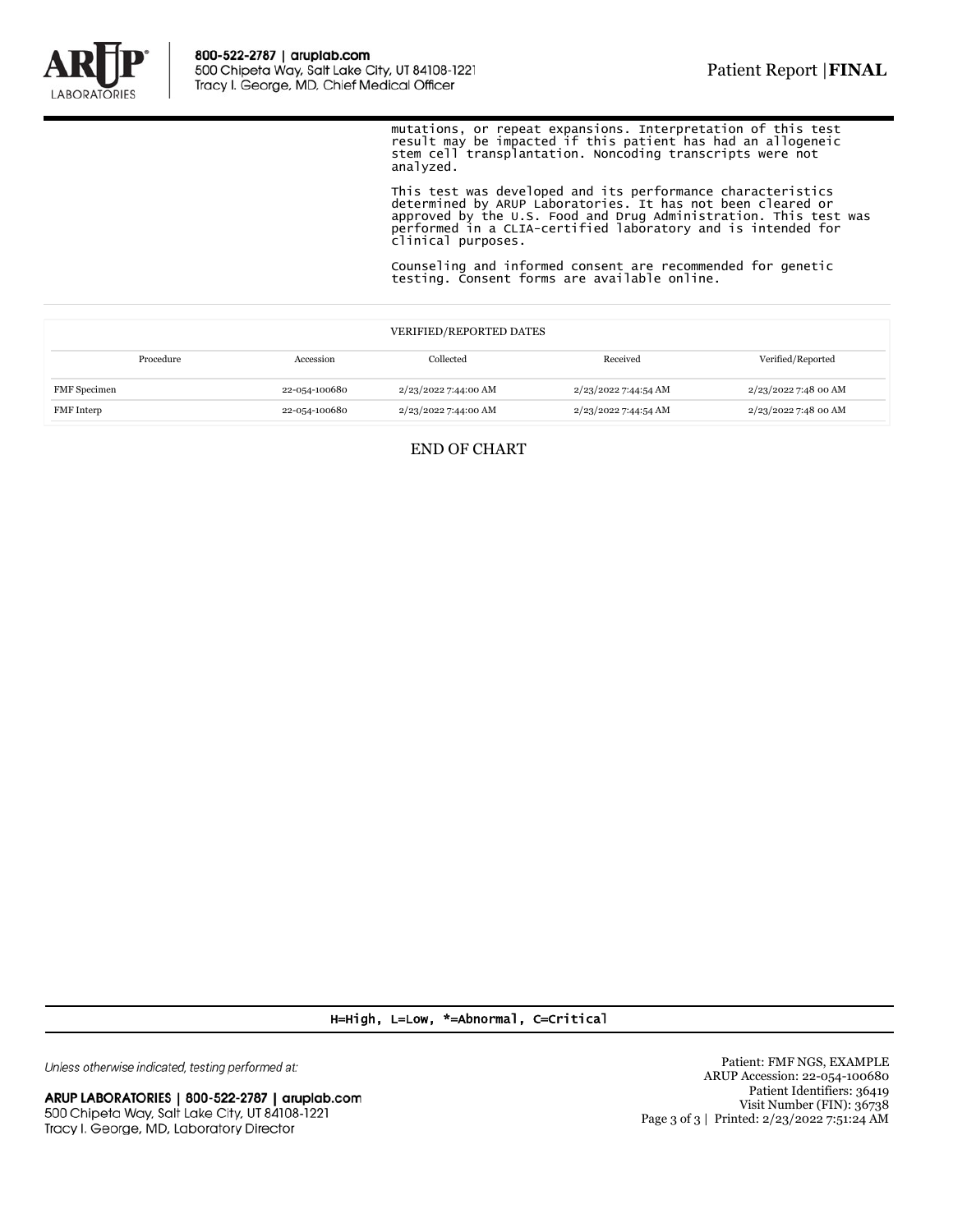mutations, or repeat expansions. Interpretation of this test result may be impacted if this patient has had an allogeneic stem cell transplantation. Noncoding transcripts were not analyzed.

This test was developed and its performance characteristics determined by ARUP Laboratories. It has not been cleared or approved by the U.S. Food and Drug Administration. This test was performed in a CLIA-certified laboratory and is intended for clinical purposes.

Counseling and informed consent are recommended for genetic testing. Consent forms are available online.

VERIFIED/REPORTED DATES

| Procedure | Accession | Collected | Received | Verified/Reported |
|---|---|---|---|---|
| FMF Specimen | 22-054-100680 | 2/23/2022 7:44:00 AM | 2/23/2022 7:44:54 AM | 2/23/2022 7:48 00 AM |
| FMF Interp | 22-054-100680 | 2/23/2022 7:44:00 AM | 2/23/2022 7:44:54 AM | 2/23/2022 7:48 00 AM |

END OF CHART

H=High, L=Low, *=Abnormal, C=Critical